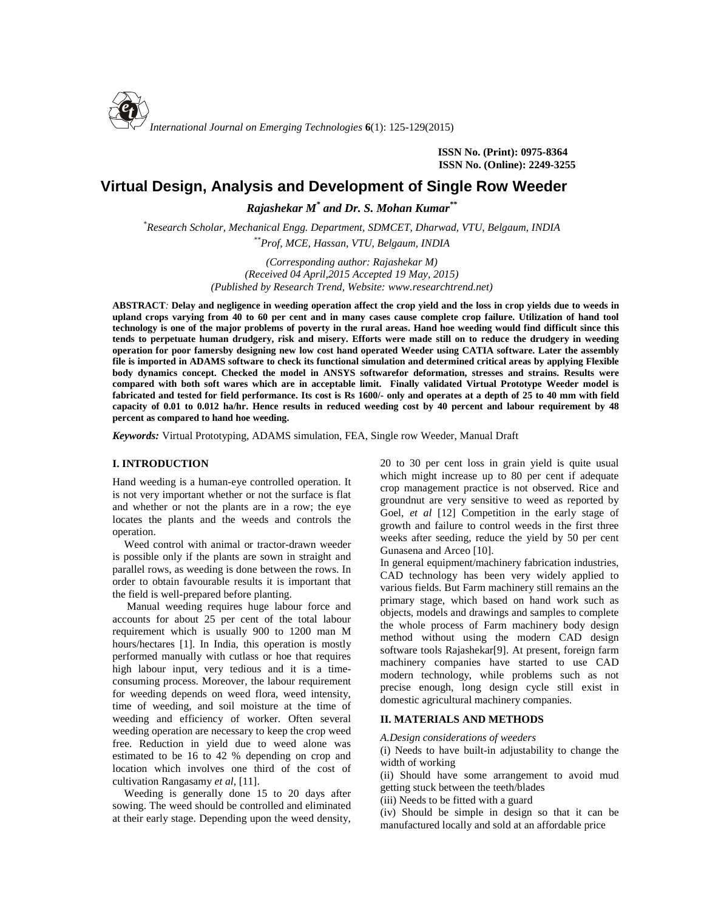ISSN No. (Print): 0975-8364
ISSN No. (Online): 2249-3255

# Virtual Design, Analysis and Development of Single Row Weeder

***Rajashekar M*** **[\*]** ***and Dr. S. Mohan Kumar*** **[\*\*]**

[\*] *Research Scholar, Mechanical Engg. Department, SDMCET, Dharwad, VTU, Belgaum, INDIA*
[\*\*] *Prof, MCE, Hassan, VTU, Belgaum, INDIA*

*(Corresponding author: Rajashekar M)*
*(Received 04 April,2015 Accepted 19 May, 2015)*
*(Published by Research Trend, Website: www.researchtrend.net)*

**ABSTRACT: Delay and negligence in weeding operation affect the crop yield and the loss in crop yields due to weeds in upland crops varying from 40 to 60 per cent and in many cases cause complete crop failure. Utilization of hand tool technology is one of the major problems of poverty in the rural areas. Hand hoe weeding would find difficult since this tends to perpetuate human drudgery, risk and misery. Efforts were made still on to reduce the drudgery in weeding operation for poor famersby designing new low cost hand operated Weeder using CATIA software. Later the assembly file is imported in ADAMS software to check its functional simulation and determined critical areas by applying Flexible body dynamics concept. Checked the model in ANSYS softwarefor deformation, stresses and strains. Results were compared with both soft wares which are in acceptable limit. Finally validated Virtual Prototype Weeder model is fabricated and tested for field performance. Its cost is Rs 1600/- only and operates at a depth of 25 to 40 mm with field capacity of 0.01 to 0.012 ha/hr. Hence results in reduced weeding cost by 40 percent and labour requirement by 48 percent as compared to hand hoe weeding.**

***Keywords:*** Virtual Prototyping, ADAMS simulation, FEA, Single row Weeder, Manual Draft

## I. INTRODUCTION

Hand weeding is a human-eye controlled operation. It is not very important whether or not the surface is flat and whether or not the plants are in a row; the eye locates the plants and the weeds and controls the operation.

Weed control with animal or tractor-drawn weeder is possible only if the plants are sown in straight and parallel rows, as weeding is done between the rows. In order to obtain favourable results it is important that the field is well-prepared before planting.

Manual weeding requires huge labour force and accounts for about 25 per cent of the total labour requirement which is usually 900 to 1200 man M hours/hectares [1]. In India, this operation is mostly performed manually with cutlass or hoe that requires high labour input, very tedious and it is a time-consuming process. Moreover, the labour requirement for weeding depends on weed flora, weed intensity, time of weeding, and soil moisture at the time of weeding and efficiency of worker. Often several weeding operation are necessary to keep the crop weed free. Reduction in yield due to weed alone was estimated to be 16 to 42 % depending on crop and location which involves one third of the cost of cultivation Rangasamy *et al,* [11].

Weeding is generally done 15 to 20 days after sowing. The weed should be controlled and eliminated at their early stage. Depending upon the weed density, 20 to 30 per cent loss in grain yield is quite usual which might increase up to 80 per cent if adequate crop management practice is not observed. Rice and groundnut are very sensitive to weed as reported by Goel, *et al* [12] Competition in the early stage of growth and failure to control weeds in the first three weeks after seeding, reduce the yield by 50 per cent Gunasena and Arceo [10].

In general equipment/machinery fabrication industries, CAD technology has been very widely applied to various fields. But Farm machinery still remains an the primary stage, which based on hand work such as objects, models and drawings and samples to complete the whole process of Farm machinery body design method without using the modern CAD design software tools Rajashekar[9]. At present, foreign farm machinery companies have started to use CAD modern technology, while problems such as not precise enough, long design cycle still exist in domestic agricultural machinery companies.

## II. MATERIALS AND METHODS

### *A.Design considerations of weeders*

(i) Needs to have built-in adjustability to change the width of working

(ii) Should have some arrangement to avoid mud getting stuck between the teeth/blades

(iii) Needs to be fitted with a guard

(iv) Should be simple in design so that it can be manufactured locally and sold at an affordable price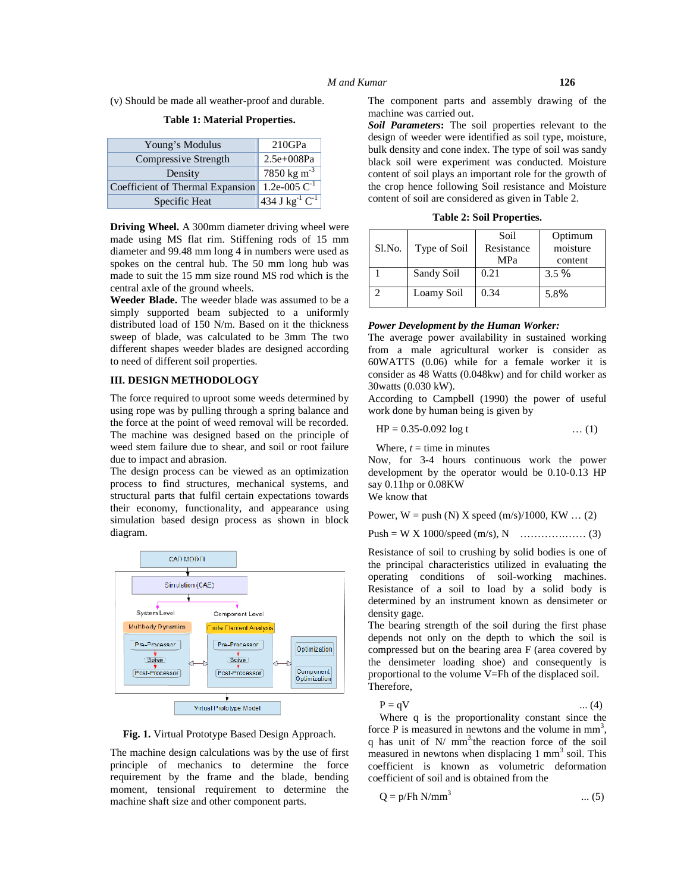(v) Should be made all weather-proof and durable.

**Table 1: Material Properties.**

| | |
|---|---|
| Young's Modulus | 210GPa |
| Compressive Strength | 2.5e+008Pa |
| Density | 7850 kg $m^{-3}$ |
| Coefficient of Thermal Expansion | 1.2e-005 $C^{-1}$ |
| Specific Heat | 434 J $kg^{-1}$ $C^{-1}$ |

**Driving Wheel.** A 300mm diameter driving wheel were made using MS flat rim. Stiffening rods of 15 mm diameter and 99.48 mm long 4 in numbers were used as spokes on the central hub. The 50 mm long hub was made to suit the 15 mm size round MS rod which is the central axle of the ground wheels.

**Weeder Blade.** The weeder blade was assumed to be a simply supported beam subjected to a uniformly distributed load of 150 N/m. Based on it the thickness sweep of blade, was calculated to be 3mm The two different shapes weeder blades are designed according to need of different soil properties.

## III. DESIGN METHODOLOGY

The force required to uproot some weeds determined by using rope was by pulling through a spring balance and the force at the point of weed removal will be recorded. The machine was designed based on the principle of weed stem failure due to shear, and soil or root failure due to impact and abrasion.

The design process can be viewed as an optimization process to find structures, mechanical systems, and structural parts that fulfil certain expectations towards their economy, functionality, and appearance using simulation based design process as shown in block diagram.

CAD MODEL → Simulation (CAE) → System Level: Multibody Dynamics (Pre-Processor → Solve → Post-Processor) / Component Level: Finite Element Analysis (Pre-Processor → Solve → Post-Processor) ↔ Optimization / Component Optimization → Virtual Prototype Model

**Fig. 1.** Virtual Prototype Based Design Approach.

The machine design calculations was by the use of first principle of mechanics to determine the force requirement by the frame and the blade, bending moment, tensional requirement to determine the machine shaft size and other component parts.

The component parts and assembly drawing of the machine was carried out.

***Soil Parameters*:** The soil properties relevant to the design of weeder were identified as soil type, moisture, bulk density and cone index. The type of soil was sandy black soil were experiment was conducted. Moisture content of soil plays an important role for the growth of the crop hence following Soil resistance and Moisture content of soil are considered as given in Table 2.

**Table 2: Soil Properties.**

| Sl.No. | Type of Soil | Soil Resistance MPa | Optimum moisture content |
|---|---|---|---|
| 1 | Sandy Soil | 0.21 | 3.5 % |
| 2 | Loamy Soil | 0.34 | 5.8% |

***Power Development by the Human Worker:***

The average power availability in sustained working from a male agricultural worker is consider as 60WATTS (0.06) while for a female worker it is consider as 48 Watts (0.048kw) and for child worker as 30watts (0.030 kW).

According to Campbell (1990) the power of useful work done by human being is given by

$$HP = 0.35\text{-}0.092 \log t \qquad \dots (1)$$

Where, $t$ = time in minutes

Now, for 3-4 hours continuous work the power development by the operator would be 0.10-0.13 HP say 0.11hp or 0.08KW

We know that

$$\text{Power, W} = \text{push (N) X speed (m/s)/1000, KW} \dots (2)$$

$$\text{Push} = \text{W X 1000/speed (m/s), N} \quad \dots\dots\dots\dots\dots\dots (3)$$

Resistance of soil to crushing by solid bodies is one of the principal characteristics utilized in evaluating the operating conditions of soil-working machines. Resistance of a soil to load by a solid body is determined by an instrument known as densimeter or density gage.

The bearing strength of the soil during the first phase depends not only on the depth to which the soil is compressed but on the bearing area F (area covered by the densimeter loading shoe) and consequently is proportional to the volume V=Fh of the displaced soil. Therefore,

$$P = qV \qquad \dots (4)$$

Where q is the proportionality constant since the force P is measured in newtons and the volume in $mm^3$, q has unit of N/ $mm^3$ the reaction force of the soil measured in newtons when displacing 1 $mm^3$ soil. This coefficient is known as volumetric deformation coefficient of soil and is obtained from the

$$Q = p/Fh \text{ N/mm}^3 \qquad \dots (5)$$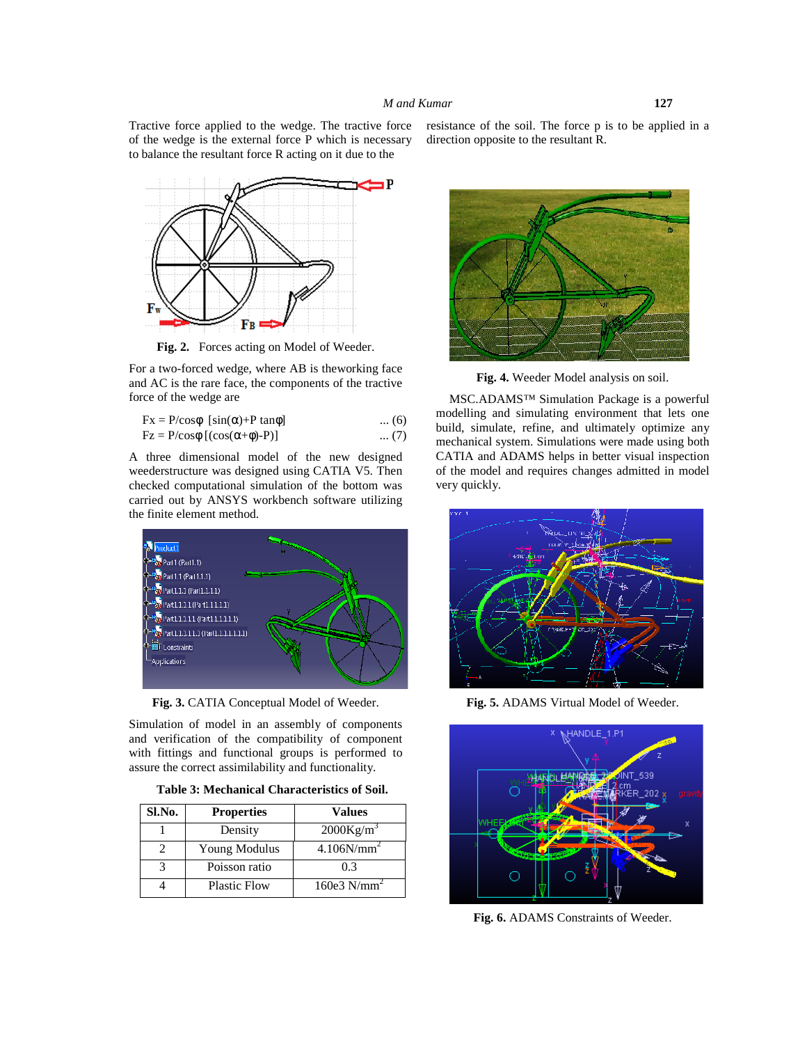Tractive force applied to the wedge. The tractive force of the wedge is the external force P which is necessary to balance the resultant force R acting on it due to the resistance of the soil. The force p is to be applied in a direction opposite to the resultant R.

**Fig. 2.** Forces acting on Model of Weeder.

For a two-forced wedge, where AB is theworking face and AC is the rare face, the components of the tractive force of the wedge are

$$F_x = P/\cos\phi \ [\sin(\alpha)+P \tan\phi] \quad \text{... (6)}$$

$$F_z = P/\cos\phi \,[(\cos(\alpha+\phi)\text{-}P)] \quad \text{... (7)}$$

A three dimensional model of the new designed weederstructure was designed using CATIA V5. Then checked computational simulation of the bottom was carried out by ANSYS workbench software utilizing the finite element method.

**Fig. 3.** CATIA Conceptual Model of Weeder.

Simulation of model in an assembly of components and verification of the compatibility of component with fittings and functional groups is performed to assure the correct assimilability and functionality.

**Table 3: Mechanical Characteristics of Soil.**

| Sl.No. | Properties | Values |
|---|---|---|
| 1 | Density | 2000Kg/m$^3$ |
| 2 | Young Modulus | 4.106N/mm$^2$ |
| 3 | Poisson ratio | 0.3 |
| 4 | Plastic Flow | 160e3 N/mm$^2$ |

**Fig. 4.** Weeder Model analysis on soil.

MSC.ADAMS™ Simulation Package is a powerful modelling and simulating environment that lets one build, simulate, refine, and ultimately optimize any mechanical system. Simulations were made using both CATIA and ADAMS helps in better visual inspection of the model and requires changes admitted in model very quickly.

**Fig. 5.** ADAMS Virtual Model of Weeder.

**Fig. 6.** ADAMS Constraints of Weeder.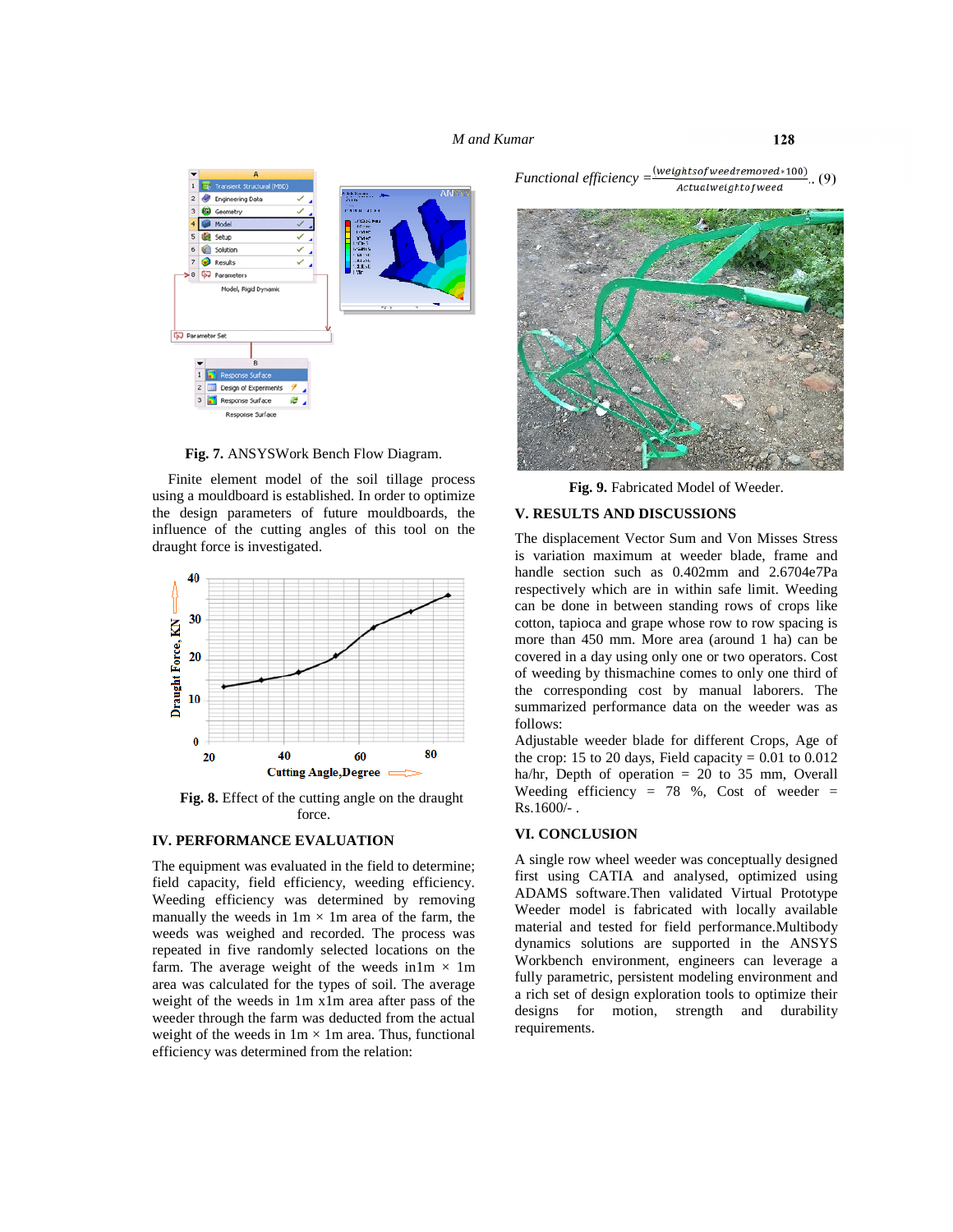Fig. 7. ANSYSWork Bench Flow Diagram.

Finite element model of the soil tillage process using a mouldboard is established. In order to optimize the design parameters of future mouldboards, the influence of the cutting angles of this tool on the draught force is investigated.

Fig. 8. Effect of the cutting angle on the draught force.

## IV. PERFORMANCE EVALUATION

The equipment was evaluated in the field to determine; field capacity, field efficiency, weeding efficiency. Weeding efficiency was determined by removing manually the weeds in 1m × 1m area of the farm, the weeds was weighed and recorded. The process was repeated in five randomly selected locations on the farm. The average weight of the weeds in1m × 1m area was calculated for the types of soil. The average weight of the weeds in 1m x1m area after pass of the weeder through the farm was deducted from the actual weight of the weeds in 1m × 1m area. Thus, functional efficiency was determined from the relation:

$$\text{Functional efficiency} = \frac{(weightsofweedremoved * 100)}{Actualweightofweed} \quad (9)$$

Fig. 9. Fabricated Model of Weeder.

## V. RESULTS AND DISCUSSIONS

The displacement Vector Sum and Von Misses Stress is variation maximum at weeder blade, frame and handle section such as 0.402mm and 2.6704e7Pa respectively which are in within safe limit. Weeding can be done in between standing rows of crops like cotton, tapioca and grape whose row to row spacing is more than 450 mm. More area (around 1 ha) can be covered in a day using only one or two operators. Cost of weeding by thismachine comes to only one third of the corresponding cost by manual laborers. The summarized performance data on the weeder was as follows:

Adjustable weeder blade for different Crops, Age of the crop: 15 to 20 days, Field capacity = 0.01 to 0.012 ha/hr, Depth of operation = 20 to 35 mm, Overall Weeding efficiency = 78 %, Cost of weeder = Rs.1600/- .

## VI. CONCLUSION

A single row wheel weeder was conceptually designed first using CATIA and analysed, optimized using ADAMS software.Then validated Virtual Prototype Weeder model is fabricated with locally available material and tested for field performance.Multibody dynamics solutions are supported in the ANSYS Workbench environment, engineers can leverage a fully parametric, persistent modeling environment and a rich set of design exploration tools to optimize their designs for motion, strength and durability requirements.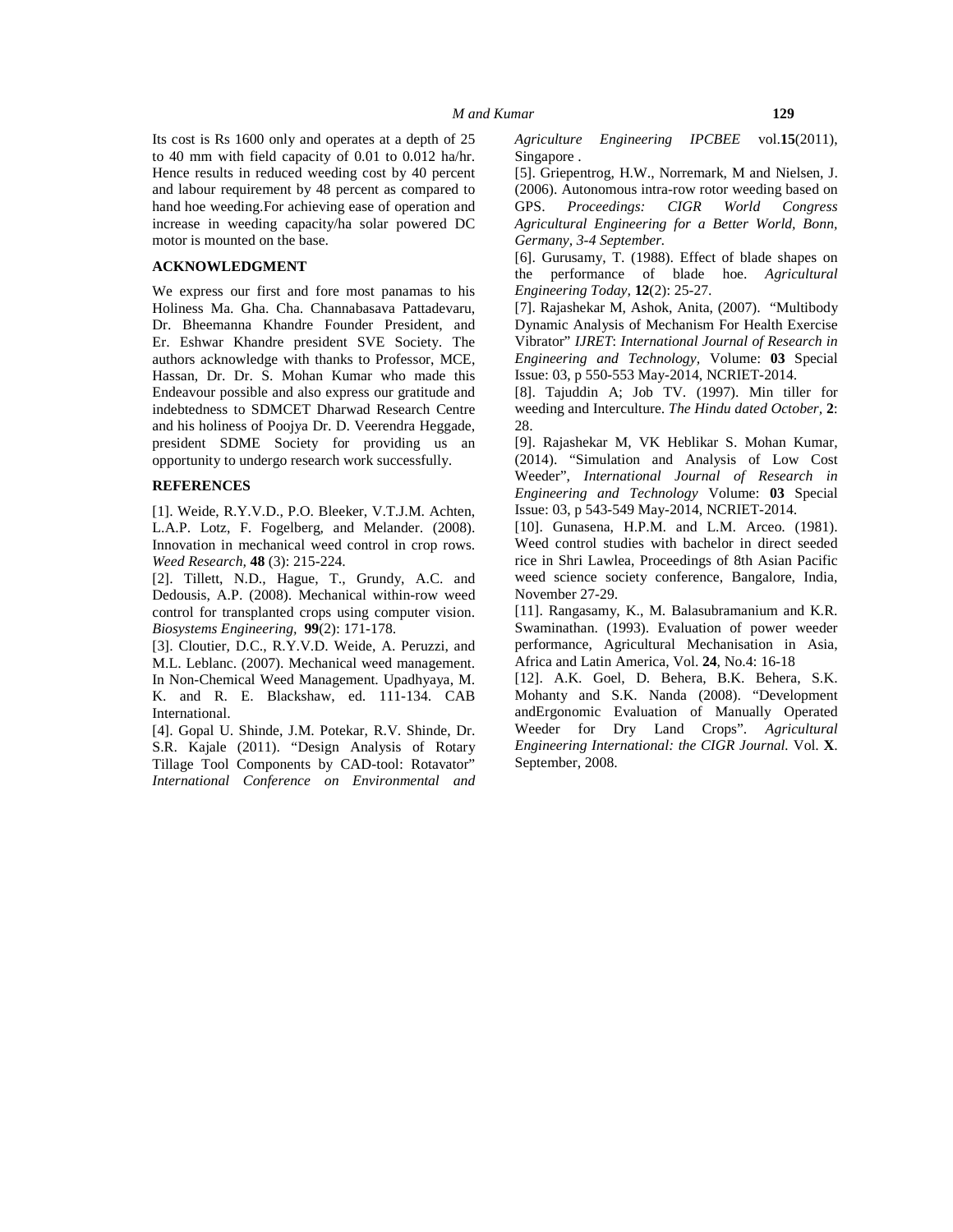Its cost is Rs 1600 only and operates at a depth of 25 to 40 mm with field capacity of 0.01 to 0.012 ha/hr. Hence results in reduced weeding cost by 40 percent and labour requirement by 48 percent as compared to hand hoe weeding.For achieving ease of operation and increase in weeding capacity/ha solar powered DC motor is mounted on the base.

## ACKNOWLEDGMENT

We express our first and fore most panamas to his Holiness Ma. Gha. Cha. Channabasava Pattadevaru, Dr. Bheemanna Khandre Founder President, and Er. Eshwar Khandre president SVE Society. The authors acknowledge with thanks to Professor, MCE, Hassan, Dr. Dr. S. Mohan Kumar who made this Endeavour possible and also express our gratitude and indebtedness to SDMCET Dharwad Research Centre and his holiness of Poojya Dr. D. Veerendra Heggade, president SDME Society for providing us an opportunity to undergo research work successfully.

## REFERENCES

[1]. Weide, R.Y.V.D., P.O. Bleeker, V.T.J.M. Achten, L.A.P. Lotz, F. Fogelberg, and Melander. (2008). Innovation in mechanical weed control in crop rows. *Weed Research*, **48** (3): 215-224.

[2]. Tillett, N.D., Hague, T., Grundy, A.C. and Dedousis, A.P. (2008). Mechanical within-row weed control for transplanted crops using computer vision. *Biosystems Engineering*, **99**(2): 171-178.

[3]. Cloutier, D.C., R.Y.V.D. Weide, A. Peruzzi, and M.L. Leblanc. (2007). Mechanical weed management. In Non-Chemical Weed Management. Upadhyaya, M. K. and R. E. Blackshaw, ed. 111-134. CAB International.

[4]. Gopal U. Shinde, J.M. Potekar, R.V. Shinde, Dr. S.R. Kajale (2011). "Design Analysis of Rotary Tillage Tool Components by CAD-tool: Rotavator" *International Conference on Environmental and Agriculture Engineering IPCBEE* vol.**15**(2011), Singapore .

[5]. Griepentrog, H.W., Norremark, M and Nielsen, J. (2006). Autonomous intra-row rotor weeding based on GPS. *Proceedings: CIGR World Congress Agricultural Engineering for a Better World, Bonn, Germany, 3-4 September.*

[6]. Gurusamy, T. (1988). Effect of blade shapes on the performance of blade hoe. *Agricultural Engineering Today*, **12**(2): 25-27.

[7]. Rajashekar M, Ashok, Anita, (2007). "Multibody Dynamic Analysis of Mechanism For Health Exercise Vibrator" *IJRET*: *International Journal of Research in Engineering and Technology*, Volume: **03** Special Issue: 03, p 550-553 May-2014, NCRIET-2014.

[8]. Tajuddin A; Job TV. (1997). Min tiller for weeding and Interculture. *The Hindu dated October,* **2**: 28.

[9]. Rajashekar M, VK Heblikar S. Mohan Kumar, (2014). "Simulation and Analysis of Low Cost Weeder", *International Journal of Research in Engineering and Technology* Volume: **03** Special Issue: 03, p 543-549 May-2014, NCRIET-2014.

[10]. Gunasena, H.P.M. and L.M. Arceo. (1981). Weed control studies with bachelor in direct seeded rice in Shri Lawlea, Proceedings of 8th Asian Pacific weed science society conference, Bangalore, India, November 27-29.

[11]. Rangasamy, K., M. Balasubramanium and K.R. Swaminathan. (1993). Evaluation of power weeder performance, Agricultural Mechanisation in Asia, Africa and Latin America, Vol. **24**, No.4: 16-18

[12]. A.K. Goel, D. Behera, B.K. Behera, S.K. Mohanty and S.K. Nanda (2008). "Development andErgonomic Evaluation of Manually Operated Weeder for Dry Land Crops". *Agricultural Engineering International: the CIGR Journal.* Vol. **X**. September, 2008.